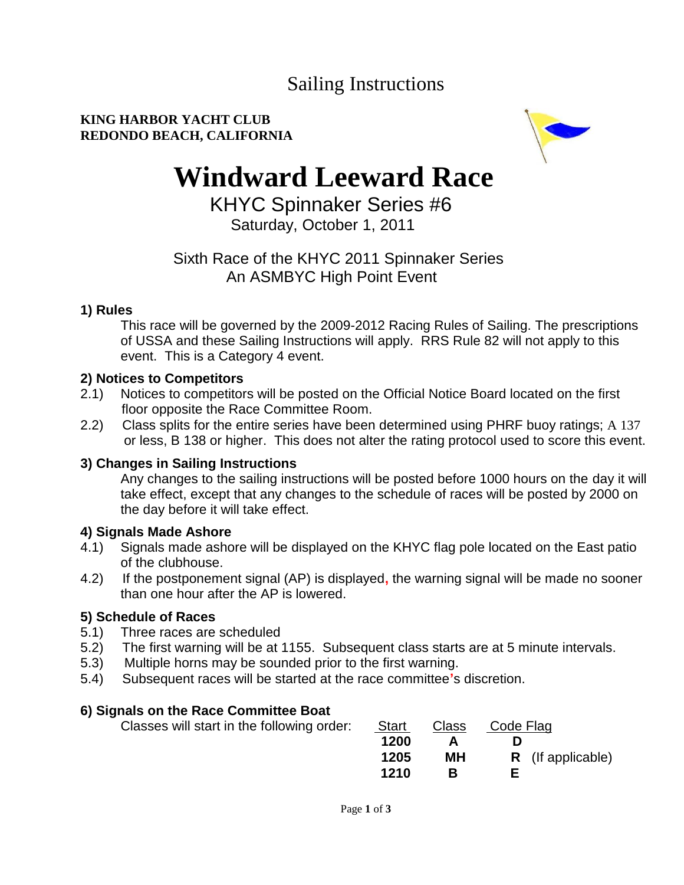# Sailing Instructions

**KING HARBOR YACHT CLUB**
**REDONDO BEACH, CALIFORNIA**

# Windward Leeward Race

## KHYC Spinnaker Series #6

Saturday, October 1, 2011

Sixth Race of the KHYC 2011 Spinnaker Series
An ASMBYC High Point Event

### 1) Rules

This race will be governed by the 2009-2012 Racing Rules of Sailing. The prescriptions of USSA and these Sailing Instructions will apply. RRS Rule 82 will not apply to this event. This is a Category 4 event.

### 2) Notices to Competitors

2.1) Notices to competitors will be posted on the Official Notice Board located on the first floor opposite the Race Committee Room.

2.2) Class splits for the entire series have been determined using PHRF buoy ratings; A 137 or less, B 138 or higher. This does not alter the rating protocol used to score this event.

### 3) Changes in Sailing Instructions

Any changes to the sailing instructions will be posted before 1000 hours on the day it will take effect, except that any changes to the schedule of races will be posted by 2000 on the day before it will take effect.

### 4) Signals Made Ashore

4.1) Signals made ashore will be displayed on the KHYC flag pole located on the East patio of the clubhouse.

4.2) If the postponement signal (AP) is displayed, the warning signal will be made no sooner than one hour after the AP is lowered.

### 5) Schedule of Races

5.1) Three races are scheduled

5.2) The first warning will be at 1155. Subsequent class starts are at 5 minute intervals.

5.3) Multiple horns may be sounded prior to the first warning.

5.4) Subsequent races will be started at the race committee's discretion.

### 6) Signals on the Race Committee Boat

Classes will start in the following order:

| Start | Class | Code Flag |
|---|---|---|
| **1200** | **A** | **D** |
| **1205** | **MH** | **R** (If applicable) |
| **1210** | **B** | **E** |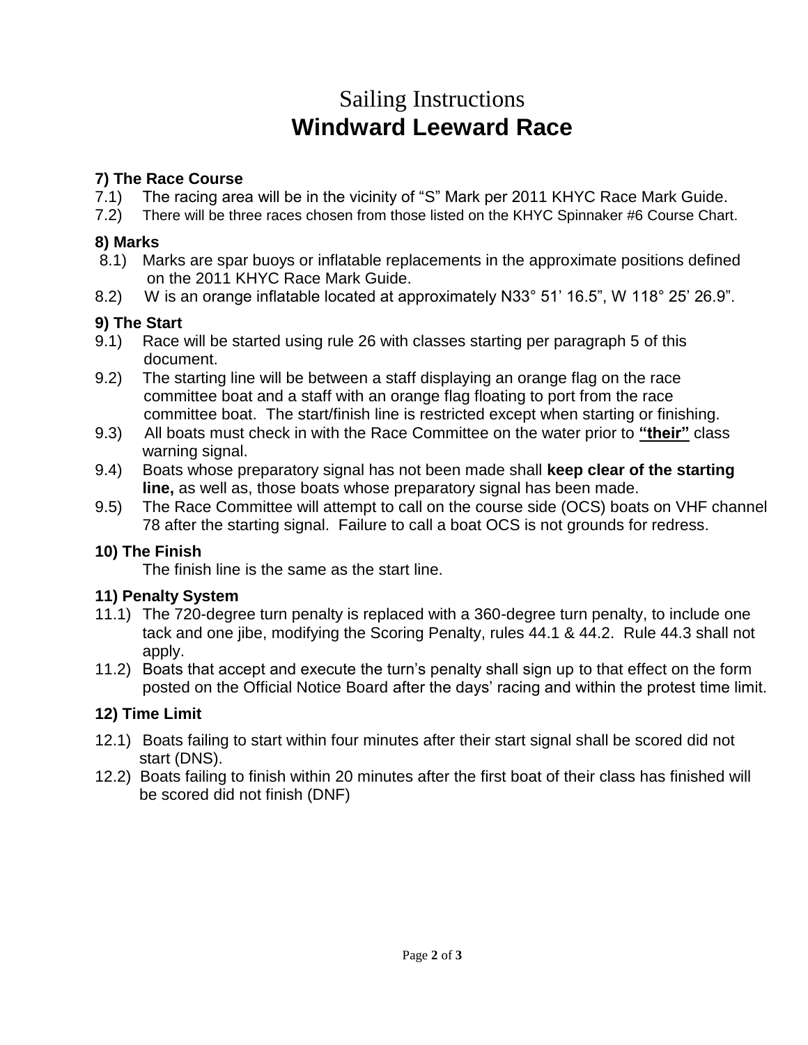# Sailing Instructions
# **Windward Leeward Race**

### 7) The Race Course

7.1) The racing area will be in the vicinity of "S" Mark per 2011 KHYC Race Mark Guide.

7.2) There will be three races chosen from those listed on the KHYC Spinnaker #6 Course Chart.

### 8) Marks

8.1) Marks are spar buoys or inflatable replacements in the approximate positions defined on the 2011 KHYC Race Mark Guide.

8.2) W is an orange inflatable located at approximately N33° 51' 16.5", W 118° 25' 26.9".

### 9) The Start

9.1) Race will be started using rule 26 with classes starting per paragraph 5 of this document.

9.2) The starting line will be between a staff displaying an orange flag on the race committee boat and a staff with an orange flag floating to port from the race committee boat. The start/finish line is restricted except when starting or finishing.

9.3) All boats must check in with the Race Committee on the water prior to **<u>"their"</u>** class warning signal.

9.4) Boats whose preparatory signal has not been made shall **keep clear of the starting line,** as well as, those boats whose preparatory signal has been made.

9.5) The Race Committee will attempt to call on the course side (OCS) boats on VHF channel 78 after the starting signal. Failure to call a boat OCS is not grounds for redress.

### 10) The Finish

The finish line is the same as the start line.

### 11) Penalty System

11.1) The 720-degree turn penalty is replaced with a 360-degree turn penalty, to include one tack and one jibe, modifying the Scoring Penalty, rules 44.1 & 44.2. Rule 44.3 shall not apply.

11.2) Boats that accept and execute the turn's penalty shall sign up to that effect on the form posted on the Official Notice Board after the days' racing and within the protest time limit.

### 12) Time Limit

12.1) Boats failing to start within four minutes after their start signal shall be scored did not start (DNS).

12.2) Boats failing to finish within 20 minutes after the first boat of their class has finished will be scored did not finish (DNF)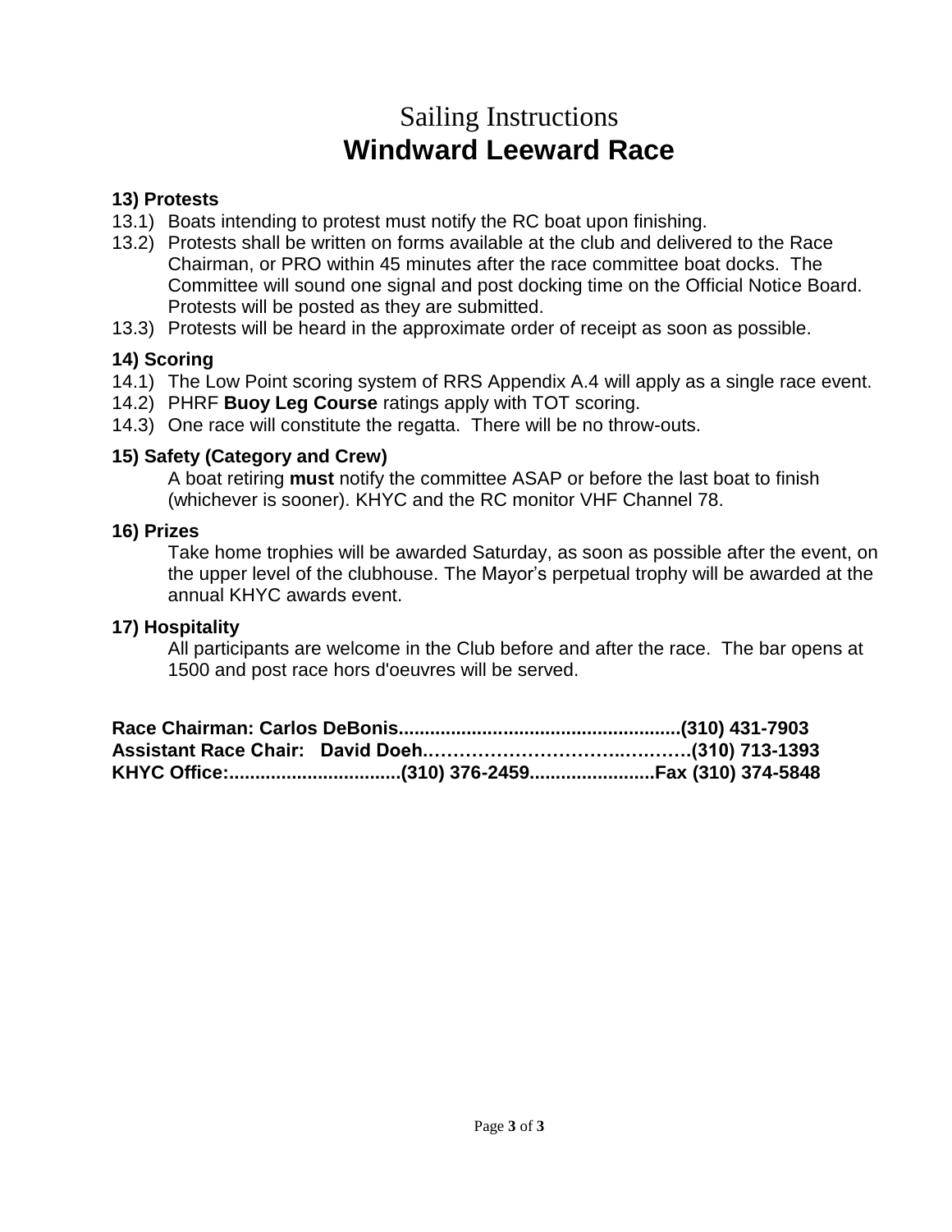# Sailing Instructions
# **Windward Leeward Race**

### 13) Protests

13.1) Boats intending to protest must notify the RC boat upon finishing.

13.2) Protests shall be written on forms available at the club and delivered to the Race Chairman, or PRO within 45 minutes after the race committee boat docks. The Committee will sound one signal and post docking time on the Official Notice Board. Protests will be posted as they are submitted.

13.3) Protests will be heard in the approximate order of receipt as soon as possible.

### 14) Scoring

14.1) The Low Point scoring system of RRS Appendix A.4 will apply as a single race event.

14.2) PHRF **Buoy Leg Course** ratings apply with TOT scoring.

14.3) One race will constitute the regatta. There will be no throw-outs.

### 15) Safety (Category and Crew)

A boat retiring **must** notify the committee ASAP or before the last boat to finish (whichever is sooner). KHYC and the RC monitor VHF Channel 78.

### 16) Prizes

Take home trophies will be awarded Saturday, as soon as possible after the event, on the upper level of the clubhouse. The Mayor's perpetual trophy will be awarded at the annual KHYC awards event.

### 17) Hospitality

All participants are welcome in the Club before and after the race. The bar opens at 1500 and post race hors d'oeuvres will be served.

**Race Chairman: Carlos DeBonis......................................................(310) 431-7903**
**Assistant Race Chair: David Doeh.………………………….……….(310) 713-1393**
**KHYC Office:.................................(310) 376-2459........................Fax (310) 374-5848**